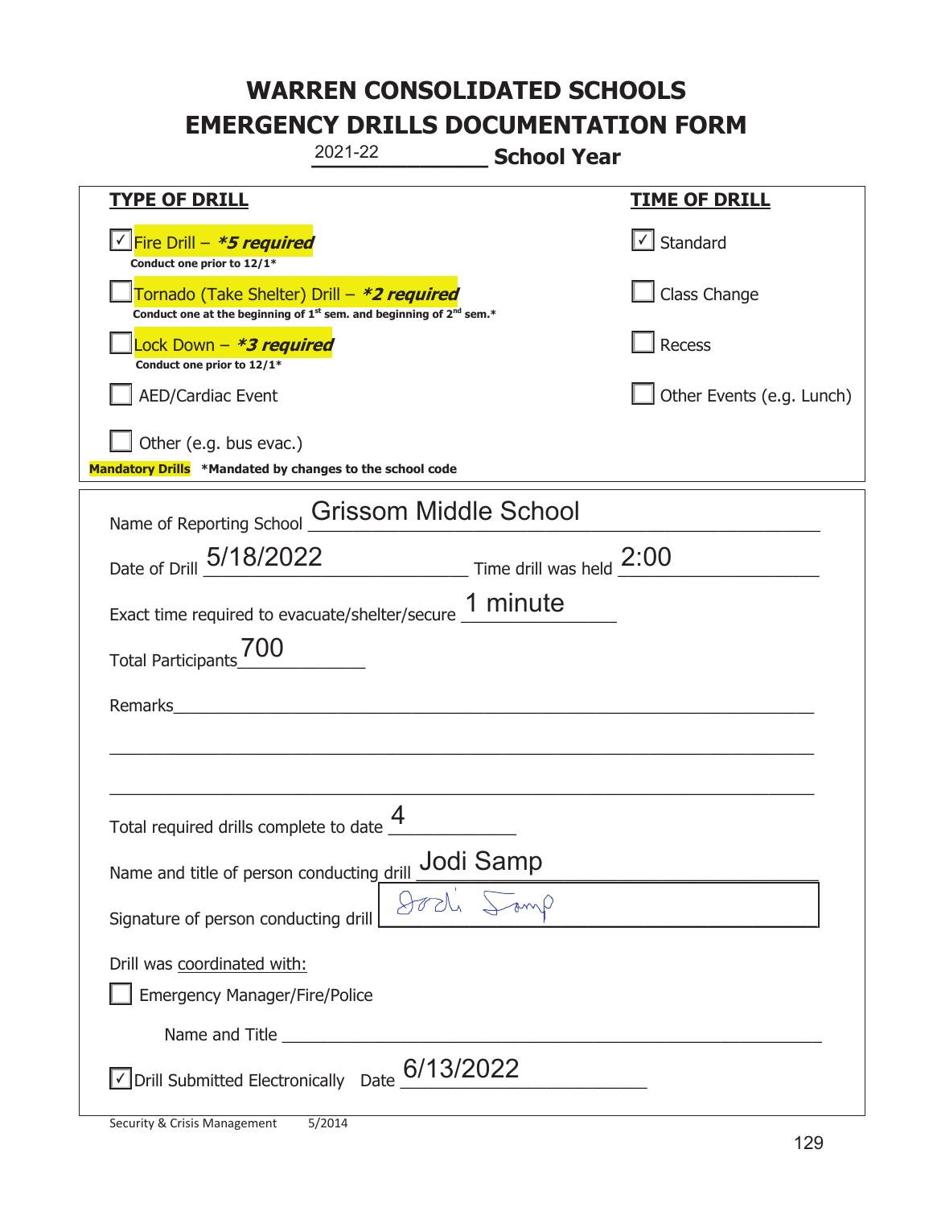# WARREN CONSOLIDATED SCHOOLS
# EMERGENCY DRILLS DOCUMENTATION FORM

2021-22 **School Year**

| **TYPE OF DRILL** | **TIME OF DRILL** |
|---|---|
| ☑ Fire Drill – ***5 required*** <br> **Conduct one prior to 12/1*** | ☑ Standard |
| ☐ Tornado (Take Shelter) Drill – ***2 required*** <br> **Conduct one at the beginning of 1st sem. and beginning of 2nd sem.*** | ☐ Class Change |
| ☐ Lock Down – ***3 required*** <br> **Conduct one prior to 12/1*** | ☐ Recess |
| ☐ AED/Cardiac Event | ☐ Other Events (e.g. Lunch) |
| ☐ Other (e.g. bus evac.) | |

**Mandatory Drills** **\*Mandated by changes to the school code**

Name of Reporting School: Grissom Middle School

Date of Drill: 5/18/2022 Time drill was held: 2:00

Exact time required to evacuate/shelter/secure: 1 minute

Total Participants: 700

Remarks: ______________________________

Total required drills complete to date: 4

Name and title of person conducting drill: Jodi Samp

Signature of person conducting drill: Jodi Samp

Drill was coordinated with:

☐ Emergency Manager/Fire/Police

Name and Title ______________________________

☑ Drill Submitted Electronically Date: 6/13/2022

Security & Crisis Management 5/2014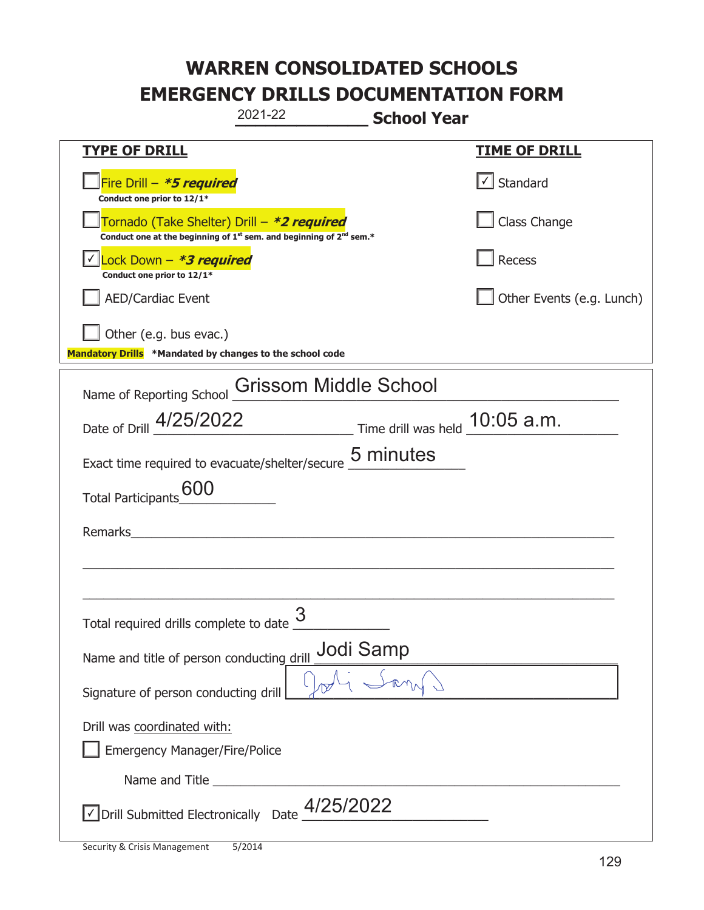# WARREN CONSOLIDATED SCHOOLS
# EMERGENCY DRILLS DOCUMENTATION FORM

2021-22 **School Year**

| TYPE OF DRILL | TIME OF DRILL |
|---|---|
| ☐ Fire Drill – ***5 required*** <br> **Conduct one prior to 12/1*** | ☑ Standard |
| ☐ Tornado (Take Shelter) Drill – ***2 required*** <br> **Conduct one at the beginning of 1st sem. and beginning of 2nd sem.*** | ☐ Class Change |
| ☑ Lock Down – ***3 required*** <br> **Conduct one prior to 12/1*** | ☐ Recess |
| ☐ AED/Cardiac Event | ☐ Other Events (e.g. Lunch) |
| ☐ Other (e.g. bus evac.) | |

**Mandatory Drills** **\*Mandated by changes to the school code**

Name of Reporting School: Grissom Middle School

Date of Drill: 4/25/2022 Time drill was held: 10:05 a.m.

Exact time required to evacuate/shelter/secure: 5 minutes

Total Participants: 600

Remarks: ______________________________

Total required drills complete to date: 3

Name and title of person conducting drill: Jodi Samp

Signature of person conducting drill: Jodi Samp

Drill was coordinated with:

☐ Emergency Manager/Fire/Police

Name and Title ______________________________

☑ Drill Submitted Electronically Date: 4/25/2022

Security & Crisis Management 5/2014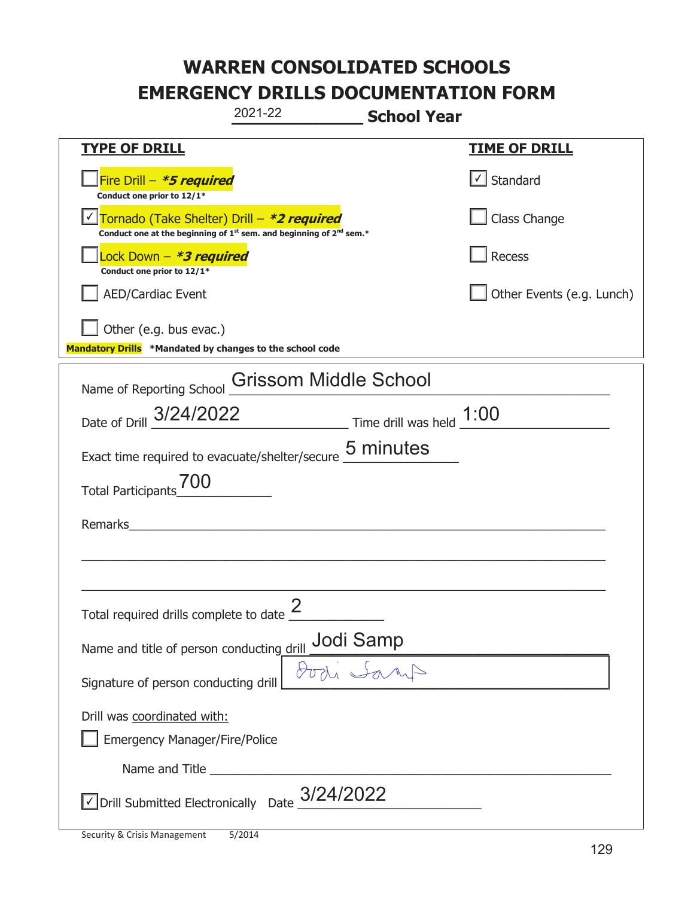# WARREN CONSOLIDATED SCHOOLS
# EMERGENCY DRILLS DOCUMENTATION FORM

2021-22 **School Year**

| **TYPE OF DRILL** | **TIME OF DRILL** |
|---|---|
| ☐ Fire Drill – ***5 required*** Conduct one prior to 12/1* | ☑ Standard |
| ☑ Tornado (Take Shelter) Drill – ***2 required*** Conduct one at the beginning of 1st sem. and beginning of 2nd sem.* | ☐ Class Change |
| ☐ Lock Down – ***3 required*** Conduct one prior to 12/1* | ☐ Recess |
| ☐ AED/Cardiac Event | ☐ Other Events (e.g. Lunch) |
| ☐ Other (e.g. bus evac.) | |

**Mandatory Drills** **\*Mandated by changes to the school code**

Name of Reporting School: Grissom Middle School

Date of Drill: 3/24/2022 Time drill was held: 1:00

Exact time required to evacuate/shelter/secure: 5 minutes

Total Participants: 700

Remarks: ______________________________

Total required drills complete to date: 2

Name and title of person conducting drill: Jodi Samp

Signature of person conducting drill: Jodi Samp

Drill was coordinated with:

☐ Emergency Manager/Fire/Police

Name and Title ______________________________

☑ Drill Submitted Electronically Date: 3/24/2022

Security & Crisis Management 5/2014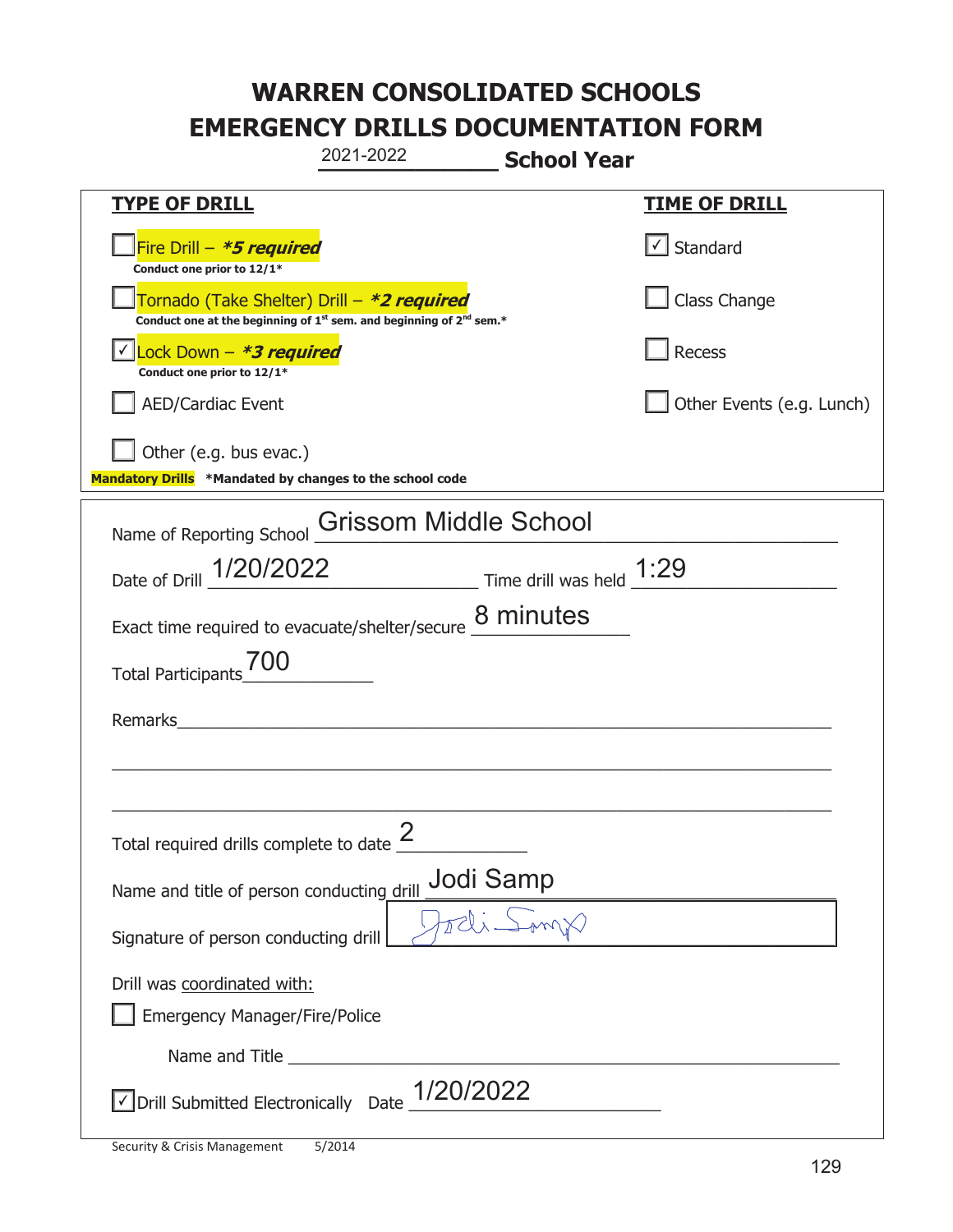# WARREN CONSOLIDATED SCHOOLS
# EMERGENCY DRILLS DOCUMENTATION FORM

2021-2022 **School Year**

| **TYPE OF DRILL** | **TIME OF DRILL** |
| --- | --- |
| ☐ Fire Drill – ***\*5 required*** <br> **Conduct one prior to 12/1\*** | ☑ Standard |
| ☐ Tornado (Take Shelter) Drill – ***\*2 required*** <br> **Conduct one at the beginning of 1st sem. and beginning of 2nd sem.\*** | ☐ Class Change |
| ☑ Lock Down – ***\*3 required*** <br> **Conduct one prior to 12/1\*** | ☐ Recess |
| ☐ AED/Cardiac Event | ☐ Other Events (e.g. Lunch) |
| ☐ Other (e.g. bus evac.) | |

**Mandatory Drills** **\*Mandated by changes to the school code**

Name of Reporting School: Grissom Middle School

Date of Drill: 1/20/2022 Time drill was held: 1:29

Exact time required to evacuate/shelter/secure: 8 minutes

Total Participants: 700

Remarks: ______________________________

Total required drills complete to date: 2

Name and title of person conducting drill: Jodi Samp

Signature of person conducting drill: Jodi Samp

Drill was coordinated with:

☐ Emergency Manager/Fire/Police

Name and Title ______________________________

☑ Drill Submitted Electronically Date: 1/20/2022

Security & Crisis Management 5/2014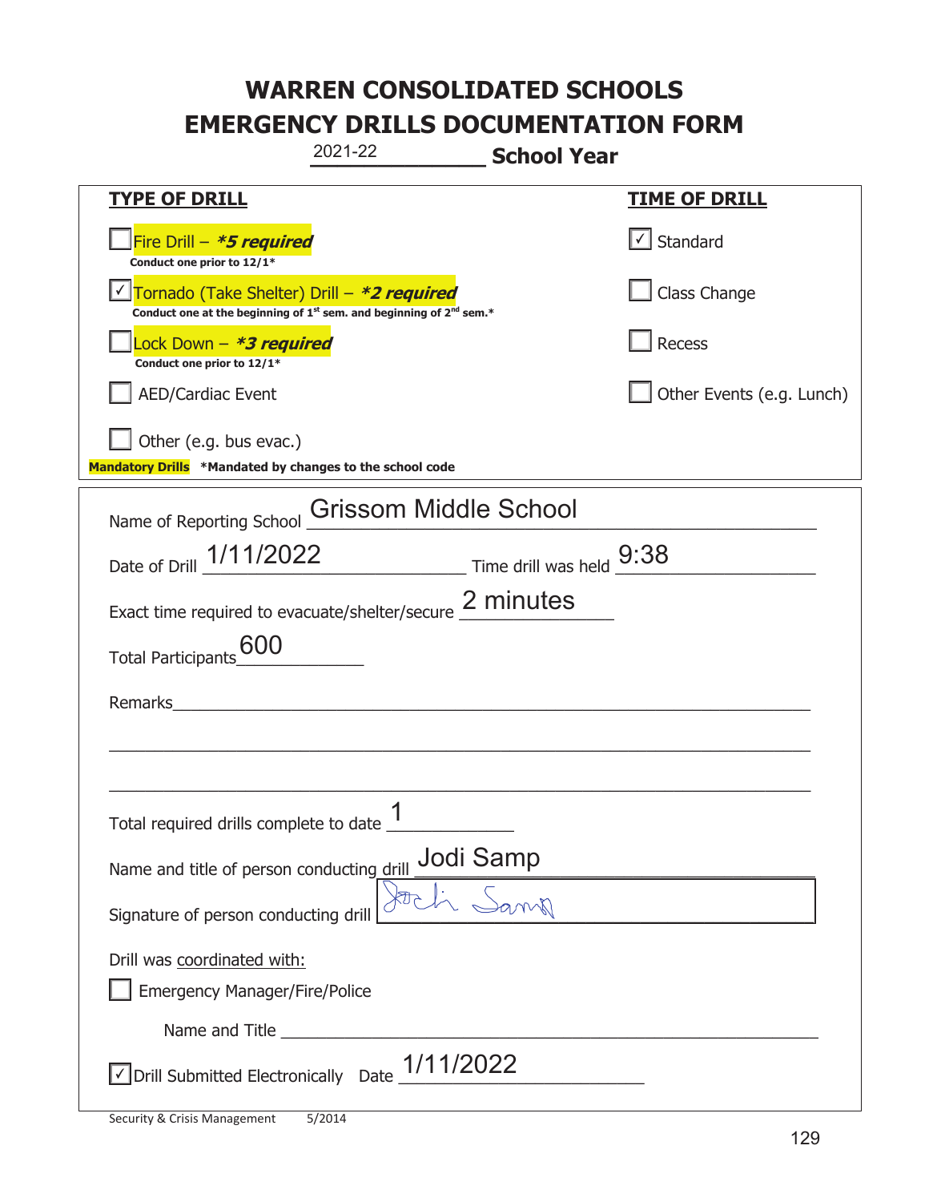# WARREN CONSOLIDATED SCHOOLS
# EMERGENCY DRILLS DOCUMENTATION FORM

2021-22 **School Year**

| **TYPE OF DRILL** | **TIME OF DRILL** |
|---|---|
| ☐ Fire Drill – ***5 required*** <br> **Conduct one prior to 12/1*** | ☑ Standard |
| ☑ Tornado (Take Shelter) Drill – ***2 required*** <br> **Conduct one at the beginning of 1st sem. and beginning of 2nd sem.*** | ☐ Class Change |
| ☐ Lock Down – ***3 required*** <br> **Conduct one prior to 12/1*** | ☐ Recess |
| ☐ AED/Cardiac Event | ☐ Other Events (e.g. Lunch) |
| ☐ Other (e.g. bus evac.) | |

**Mandatory Drills** ***Mandated by changes to the school code**

Name of Reporting School: Grissom Middle School

Date of Drill: 1/11/2022    Time drill was held: 9:38

Exact time required to evacuate/shelter/secure: 2 minutes

Total Participants: 600

Remarks: ______________________________

Total required drills complete to date: 1

Name and title of person conducting drill: Jodi Samp

Signature of person conducting drill: Jodi Samp

Drill was coordinated with:

☐ Emergency Manager/Fire/Police

Name and Title ______________________________

☑ Drill Submitted Electronically    Date: 1/11/2022

Security & Crisis Management    5/2014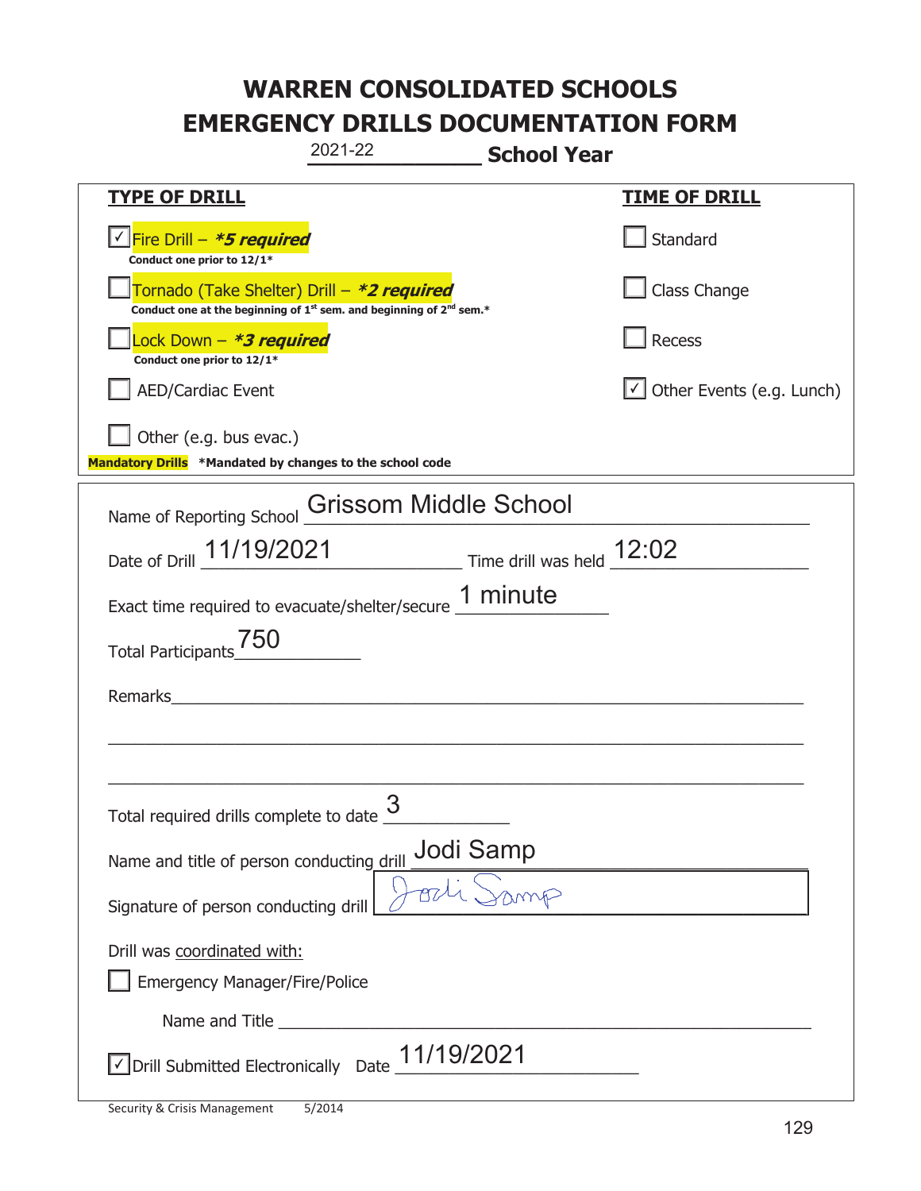# WARREN CONSOLIDATED SCHOOLS
# EMERGENCY DRILLS DOCUMENTATION FORM

2021-22 **School Year**

| **TYPE OF DRILL** | **TIME OF DRILL** |
|---|---|
| ☑ Fire Drill – ***5 required*** <br> **Conduct one prior to 12/1*** | ☐ Standard |
| ☐ Tornado (Take Shelter) Drill – ***2 required*** <br> **Conduct one at the beginning of 1st sem. and beginning of 2nd sem.*** | ☐ Class Change |
| ☐ Lock Down – ***3 required*** <br> **Conduct one prior to 12/1*** | ☐ Recess |
| ☐ AED/Cardiac Event | ☑ Other Events (e.g. Lunch) |
| ☐ Other (e.g. bus evac.) | |

**Mandatory Drills** ***Mandated by changes to the school code**

Name of Reporting School: Grissom Middle School

Date of Drill: 11/19/2021 Time drill was held: 12:02

Exact time required to evacuate/shelter/secure: 1 minute

Total Participants: 750

Remarks: ______________________________

Total required drills complete to date: 3

Name and title of person conducting drill: Jodi Samp

Signature of person conducting drill: Jodi Samp

Drill was coordinated with:

☐ Emergency Manager/Fire/Police

Name and Title ______________________________

☑ Drill Submitted Electronically Date: 11/19/2021

Security & Crisis Management 5/2014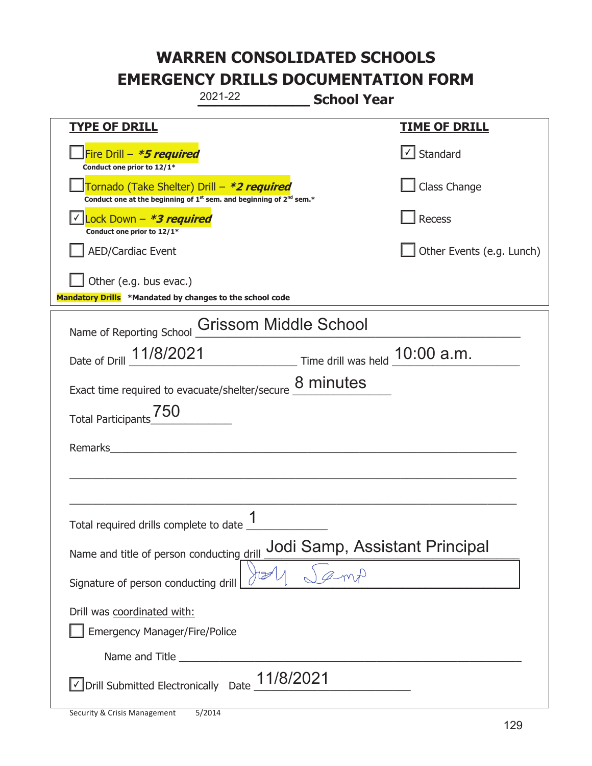# WARREN CONSOLIDATED SCHOOLS
# EMERGENCY DRILLS DOCUMENTATION FORM

2021-22 **School Year**

| **TYPE OF DRILL** | **TIME OF DRILL** |
|---|---|
| ☐ Fire Drill – ***5 required*** <br> **Conduct one prior to 12/1*** | ☑ Standard |
| ☐ Tornado (Take Shelter) Drill – ***2 required*** <br> **Conduct one at the beginning of 1st sem. and beginning of 2nd sem.*** | ☐ Class Change |
| ☑ Lock Down – ***3 required*** <br> **Conduct one prior to 12/1*** | ☐ Recess |
| ☐ AED/Cardiac Event | ☐ Other Events (e.g. Lunch) |
| ☐ Other (e.g. bus evac.) | |

**Mandatory Drills** ***Mandated by changes to the school code**

Name of Reporting School: Grissom Middle School

Date of Drill: 11/8/2021 Time drill was held: 10:00 a.m.

Exact time required to evacuate/shelter/secure: 8 minutes

Total Participants: 750

Remarks: ______________________________

Total required drills complete to date: 1

Name and title of person conducting drill: Jodi Samp, Assistant Principal

Signature of person conducting drill: Jodi Samp

Drill was coordinated with:

☐ Emergency Manager/Fire/Police

Name and Title ______________________________

☑ Drill Submitted Electronically Date: 11/8/2021

Security & Crisis Management 5/2014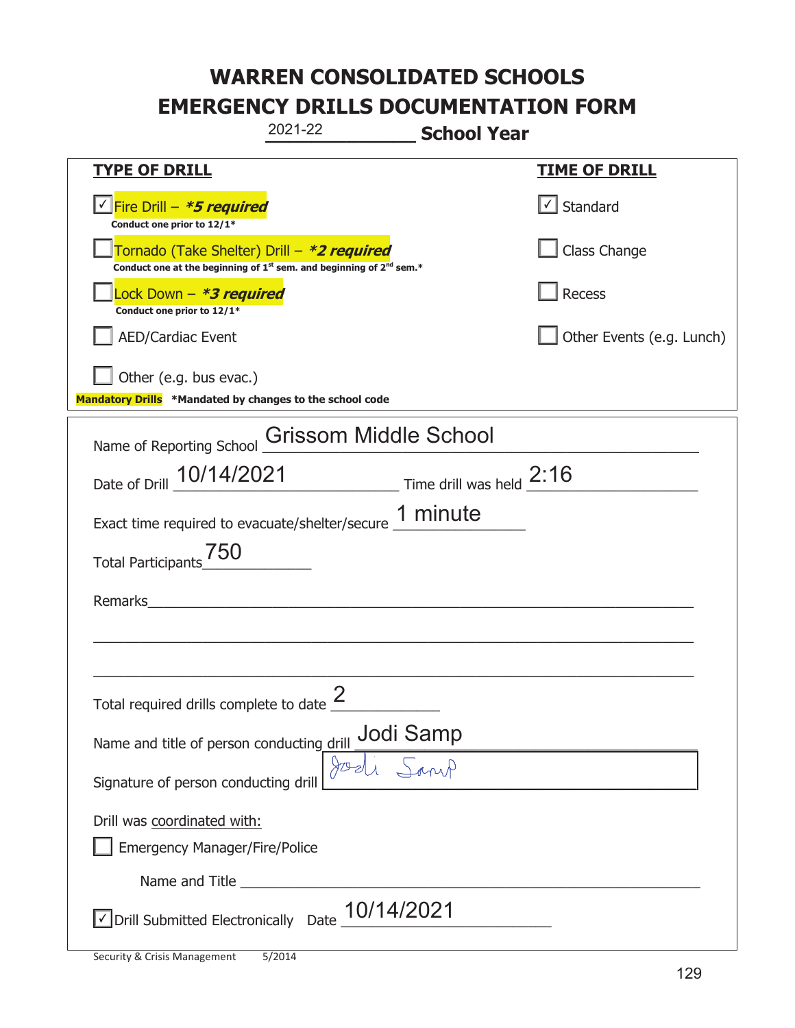# WARREN CONSOLIDATED SCHOOLS
# EMERGENCY DRILLS DOCUMENTATION FORM

2021-22 **School Year**

| **TYPE OF DRILL** | **TIME OF DRILL** |
|---|---|
| ☑ Fire Drill – ***5 required*** Conduct one prior to 12/1* | ☑ Standard |
| ☐ Tornado (Take Shelter) Drill – ***2 required*** Conduct one at the beginning of 1st sem. and beginning of 2nd sem.* | ☐ Class Change |
| ☐ Lock Down – ***3 required*** Conduct one prior to 12/1* | ☐ Recess |
| ☐ AED/Cardiac Event | ☐ Other Events (e.g. Lunch) |
| ☐ Other (e.g. bus evac.) | |

**Mandatory Drills** ***Mandated by changes to the school code**

Name of Reporting School: Grissom Middle School

Date of Drill: 10/14/2021 Time drill was held: 2:16

Exact time required to evacuate/shelter/secure: 1 minute

Total Participants: 750

Remarks: ______________________________

Total required drills complete to date: 2

Name and title of person conducting drill: Jodi Samp

Signature of person conducting drill: Jodi Samp

Drill was coordinated with:

☐ Emergency Manager/Fire/Police

Name and Title ______________________________

☑ Drill Submitted Electronically Date: 10/14/2021

Security & Crisis Management 5/2014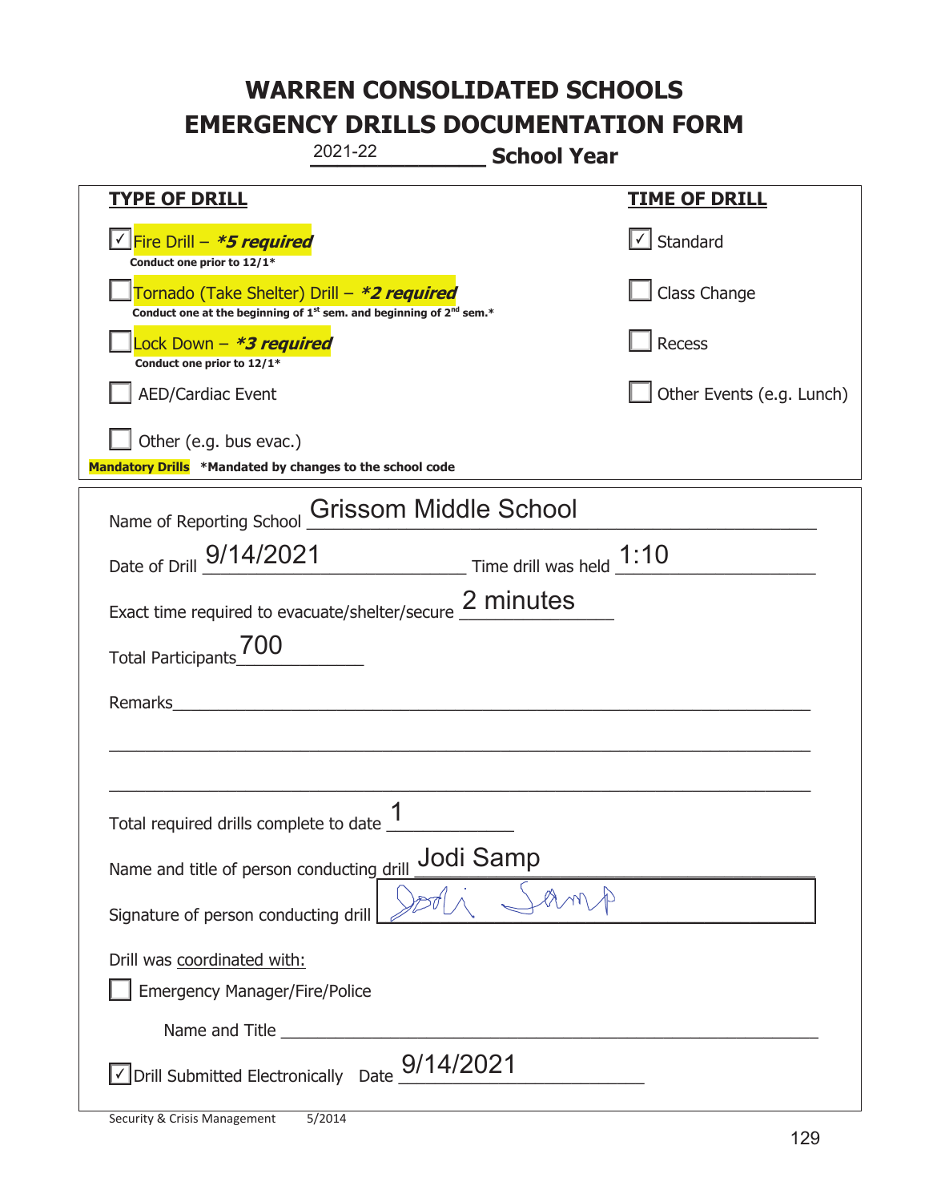# WARREN CONSOLIDATED SCHOOLS
# EMERGENCY DRILLS DOCUMENTATION FORM

2021-22 **School Year**

| **TYPE OF DRILL** | **TIME OF DRILL** |
|---|---|
| ☑ Fire Drill – ***5 required*** <br> **Conduct one prior to 12/1*** | ☑ Standard |
| ☐ Tornado (Take Shelter) Drill – ***2 required*** <br> **Conduct one at the beginning of 1st sem. and beginning of 2nd sem.*** | ☐ Class Change |
| ☐ Lock Down – ***3 required*** <br> **Conduct one prior to 12/1*** | ☐ Recess |
| ☐ AED/Cardiac Event | ☐ Other Events (e.g. Lunch) |
| ☐ Other (e.g. bus evac.) | |

**Mandatory Drills** **\*Mandated by changes to the school code**

Name of Reporting School: Grissom Middle School

Date of Drill: 9/14/2021 Time drill was held: 1:10

Exact time required to evacuate/shelter/secure: 2 minutes

Total Participants: 700

Remarks: ___

Total required drills complete to date: 1

Name and title of person conducting drill: Jodi Samp

Signature of person conducting drill: Jodi Samp

Drill was coordinated with:

☐ Emergency Manager/Fire/Police

Name and Title ___

☑ Drill Submitted Electronically Date: 9/14/2021

Security & Crisis Management 5/2014